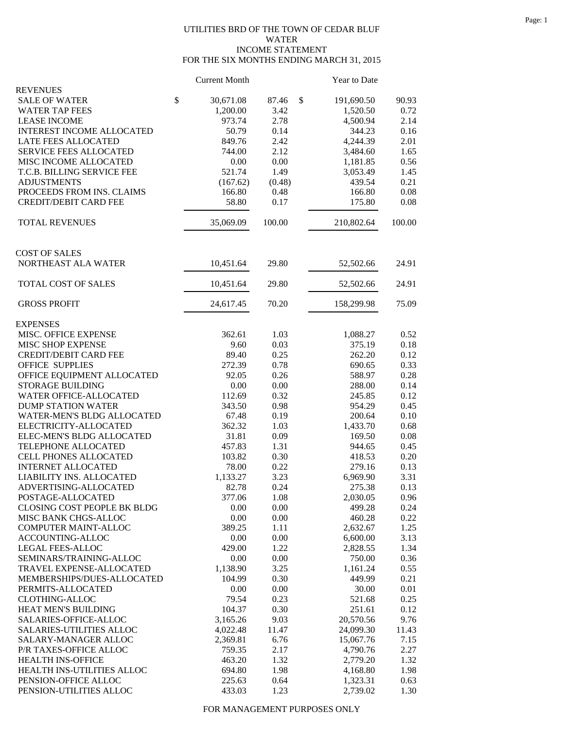UTILITIES BRD OF THE TOWN OF CEDAR BLUF
WATER
INCOME STATEMENT
FOR THE SIX MONTHS ENDING MARCH 31, 2015

| | Current Month | | Year to Date | |
|---|---|---|---|---|
| **REVENUES** | | | | |
| SALE OF WATER | $ 30,671.08 | 87.46 | $ 191,690.50 | 90.93 |
| WATER TAP FEES | 1,200.00 | 3.42 | 1,520.50 | 0.72 |
| LEASE INCOME | 973.74 | 2.78 | 4,500.94 | 2.14 |
| INTEREST INCOME ALLOCATED | 50.79 | 0.14 | 344.23 | 0.16 |
| LATE FEES ALLOCATED | 849.76 | 2.42 | 4,244.39 | 2.01 |
| SERVICE FEES ALLOCATED | 744.00 | 2.12 | 3,484.60 | 1.65 |
| MISC INCOME ALLOCATED | 0.00 | 0.00 | 1,181.85 | 0.56 |
| T.C.B. BILLING SERVICE FEE | 521.74 | 1.49 | 3,053.49 | 1.45 |
| ADJUSTMENTS | (167.62) | (0.48) | 439.54 | 0.21 |
| PROCEEDS FROM INS. CLAIMS | 166.80 | 0.48 | 166.80 | 0.08 |
| CREDIT/DEBIT CARD FEE | 58.80 | 0.17 | 175.80 | 0.08 |
| TOTAL REVENUES | 35,069.09 | 100.00 | 210,802.64 | 100.00 |
| **COST OF SALES** | | | | |
| NORTHEAST ALA WATER | 10,451.64 | 29.80 | 52,502.66 | 24.91 |
| TOTAL COST OF SALES | 10,451.64 | 29.80 | 52,502.66 | 24.91 |
| GROSS PROFIT | 24,617.45 | 70.20 | 158,299.98 | 75.09 |
| **EXPENSES** | | | | |
| MISC. OFFICE EXPENSE | 362.61 | 1.03 | 1,088.27 | 0.52 |
| MISC SHOP EXPENSE | 9.60 | 0.03 | 375.19 | 0.18 |
| CREDIT/DEBIT CARD FEE | 89.40 | 0.25 | 262.20 | 0.12 |
| OFFICE SUPPLIES | 272.39 | 0.78 | 690.65 | 0.33 |
| OFFICE EQUIPMENT ALLOCATED | 92.05 | 0.26 | 588.97 | 0.28 |
| STORAGE BUILDING | 0.00 | 0.00 | 288.00 | 0.14 |
| WATER OFFICE-ALLOCATED | 112.69 | 0.32 | 245.85 | 0.12 |
| DUMP STATION WATER | 343.50 | 0.98 | 954.29 | 0.45 |
| WATER-MEN'S BLDG ALLOCATED | 67.48 | 0.19 | 200.64 | 0.10 |
| ELECTRICITY-ALLOCATED | 362.32 | 1.03 | 1,433.70 | 0.68 |
| ELEC-MEN'S BLDG ALLOCATED | 31.81 | 0.09 | 169.50 | 0.08 |
| TELEPHONE ALLOCATED | 457.83 | 1.31 | 944.65 | 0.45 |
| CELL PHONES ALLOCATED | 103.82 | 0.30 | 418.53 | 0.20 |
| INTERNET ALLOCATED | 78.00 | 0.22 | 279.16 | 0.13 |
| LIABILITY INS. ALLOCATED | 1,133.27 | 3.23 | 6,969.90 | 3.31 |
| ADVERTISING-ALLOCATED | 82.78 | 0.24 | 275.38 | 0.13 |
| POSTAGE-ALLOCATED | 377.06 | 1.08 | 2,030.05 | 0.96 |
| CLOSING COST PEOPLE BK BLDG | 0.00 | 0.00 | 499.28 | 0.24 |
| MISC BANK CHGS-ALLOC | 0.00 | 0.00 | 460.28 | 0.22 |
| COMPUTER MAINT-ALLOC | 389.25 | 1.11 | 2,632.67 | 1.25 |
| ACCOUNTING-ALLOC | 0.00 | 0.00 | 6,600.00 | 3.13 |
| LEGAL FEES-ALLOC | 429.00 | 1.22 | 2,828.55 | 1.34 |
| SEMINARS/TRAINING-ALLOC | 0.00 | 0.00 | 750.00 | 0.36 |
| TRAVEL EXPENSE-ALLOCATED | 1,138.90 | 3.25 | 1,161.24 | 0.55 |
| MEMBERSHIPS/DUES-ALLOCATED | 104.99 | 0.30 | 449.99 | 0.21 |
| PERMITS-ALLOCATED | 0.00 | 0.00 | 30.00 | 0.01 |
| CLOTHING-ALLOC | 79.54 | 0.23 | 521.68 | 0.25 |
| HEAT MEN'S BUILDING | 104.37 | 0.30 | 251.61 | 0.12 |
| SALARIES-OFFICE-ALLOC | 3,165.26 | 9.03 | 20,570.56 | 9.76 |
| SALARIES-UTILITIES ALLOC | 4,022.48 | 11.47 | 24,099.30 | 11.43 |
| SALARY-MANAGER ALLOC | 2,369.81 | 6.76 | 15,067.76 | 7.15 |
| P/R TAXES-OFFICE ALLOC | 759.35 | 2.17 | 4,790.76 | 2.27 |
| HEALTH INS-OFFICE | 463.20 | 1.32 | 2,779.20 | 1.32 |
| HEALTH INS-UTILITIES ALLOC | 694.80 | 1.98 | 4,168.80 | 1.98 |
| PENSION-OFFICE ALLOC | 225.63 | 0.64 | 1,323.31 | 0.63 |
| PENSION-UTILITIES ALLOC | 433.03 | 1.23 | 2,739.02 | 1.30 |

FOR MANAGEMENT PURPOSES ONLY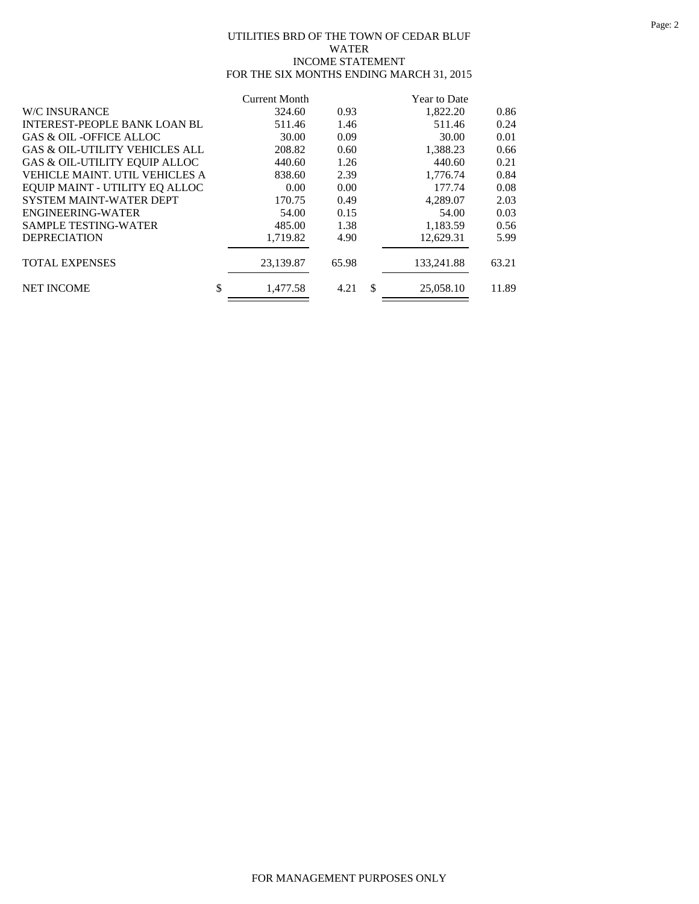UTILITIES BRD OF THE TOWN OF CEDAR BLUF
WATER
INCOME STATEMENT
FOR THE SIX MONTHS ENDING MARCH 31, 2015

| | Current Month | | Year to Date | |
|---|---|---|---|---|
| W/C INSURANCE | 324.60 | 0.93 | 1,822.20 | 0.86 |
| INTEREST-PEOPLE BANK LOAN BL | 511.46 | 1.46 | 511.46 | 0.24 |
| GAS & OIL -OFFICE ALLOC | 30.00 | 0.09 | 30.00 | 0.01 |
| GAS & OIL-UTILITY VEHICLES ALL | 208.82 | 0.60 | 1,388.23 | 0.66 |
| GAS & OIL-UTILITY EQUIP ALLOC | 440.60 | 1.26 | 440.60 | 0.21 |
| VEHICLE MAINT. UTIL VEHICLES A | 838.60 | 2.39 | 1,776.74 | 0.84 |
| EQUIP MAINT - UTILITY EQ ALLOC | 0.00 | 0.00 | 177.74 | 0.08 |
| SYSTEM MAINT-WATER DEPT | 170.75 | 0.49 | 4,289.07 | 2.03 |
| ENGINEERING-WATER | 54.00 | 0.15 | 54.00 | 0.03 |
| SAMPLE TESTING-WATER | 485.00 | 1.38 | 1,183.59 | 0.56 |
| DEPRECIATION | 1,719.82 | 4.90 | 12,629.31 | 5.99 |
| TOTAL EXPENSES | 23,139.87 | 65.98 | 133,241.88 | 63.21 |
| NET INCOME | $ 1,477.58 | 4.21 | $ 25,058.10 | 11.89 |

FOR MANAGEMENT PURPOSES ONLY